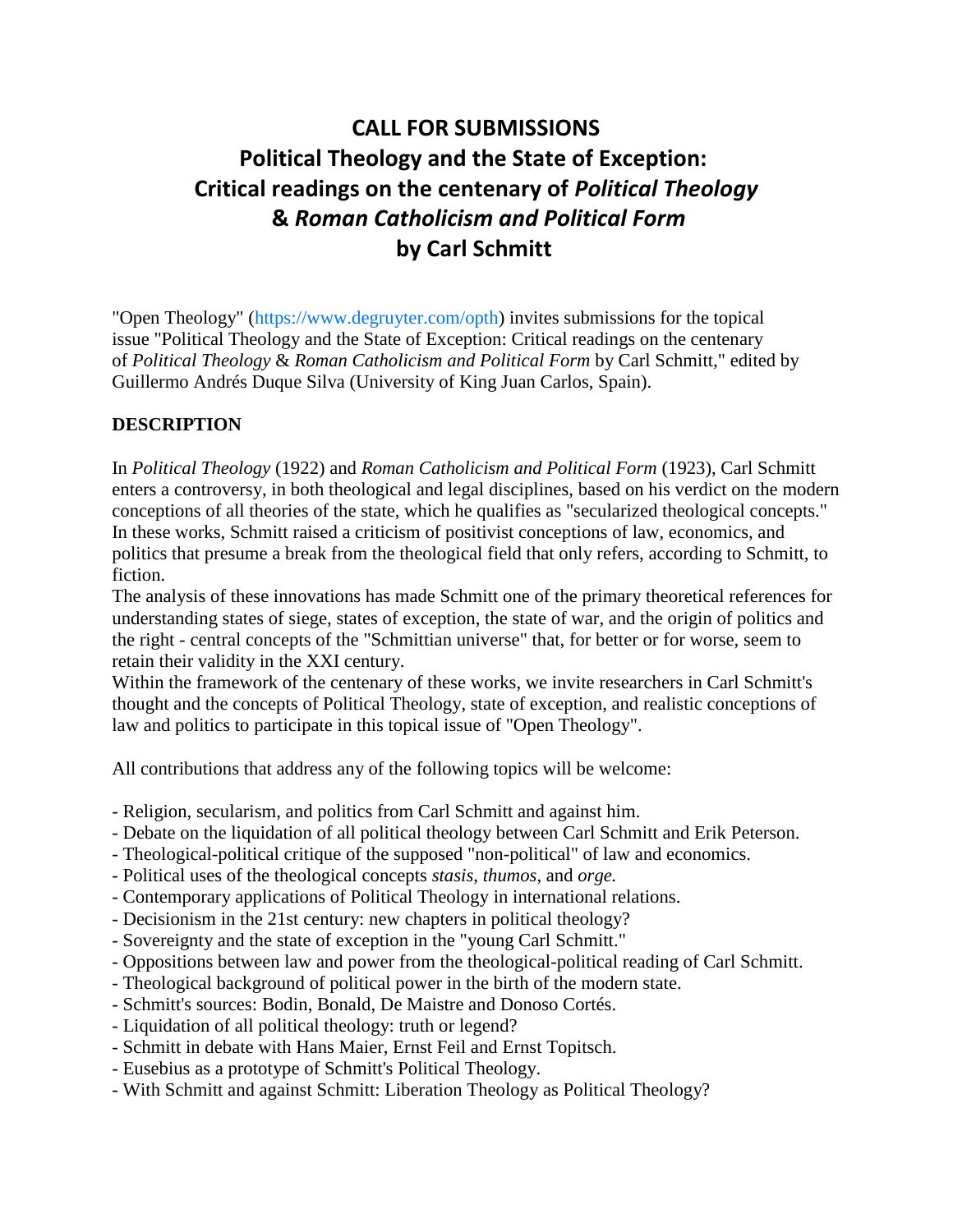# CALL FOR SUBMISSIONS
## Political Theology and the State of Exception: Critical readings on the centenary of *Political Theology* & *Roman Catholicism and Political Form* by Carl Schmitt

"Open Theology" (https://www.degruyter.com/opth) invites submissions for the topical issue "Political Theology and the State of Exception: Critical readings on the centenary of *Political Theology* & *Roman Catholicism and Political Form* by Carl Schmitt," edited by Guillermo Andrés Duque Silva (University of King Juan Carlos, Spain).

**DESCRIPTION**

In *Political Theology* (1922) and *Roman Catholicism and Political Form* (1923), Carl Schmitt enters a controversy, in both theological and legal disciplines, based on his verdict on the modern conceptions of all theories of the state, which he qualifies as "secularized theological concepts." In these works, Schmitt raised a criticism of positivist conceptions of law, economics, and politics that presume a break from the theological field that only refers, according to Schmitt, to fiction.

The analysis of these innovations has made Schmitt one of the primary theoretical references for understanding states of siege, states of exception, the state of war, and the origin of politics and the right - central concepts of the "Schmittian universe" that, for better or for worse, seem to retain their validity in the XXI century.

Within the framework of the centenary of these works, we invite researchers in Carl Schmitt's thought and the concepts of Political Theology, state of exception, and realistic conceptions of law and politics to participate in this topical issue of "Open Theology".

All contributions that address any of the following topics will be welcome:

- Religion, secularism, and politics from Carl Schmitt and against him.
- Debate on the liquidation of all political theology between Carl Schmitt and Erik Peterson.
- Theological-political critique of the supposed "non-political" of law and economics.
- Political uses of the theological concepts *stasis*, *thumos*, and *orge.*
- Contemporary applications of Political Theology in international relations.
- Decisionism in the 21st century: new chapters in political theology?
- Sovereignty and the state of exception in the "young Carl Schmitt."
- Oppositions between law and power from the theological-political reading of Carl Schmitt.
- Theological background of political power in the birth of the modern state.
- Schmitt's sources: Bodin, Bonald, De Maistre and Donoso Cortés.
- Liquidation of all political theology: truth or legend?
- Schmitt in debate with Hans Maier, Ernst Feil and Ernst Topitsch.
- Eusebius as a prototype of Schmitt's Political Theology.
- With Schmitt and against Schmitt: Liberation Theology as Political Theology?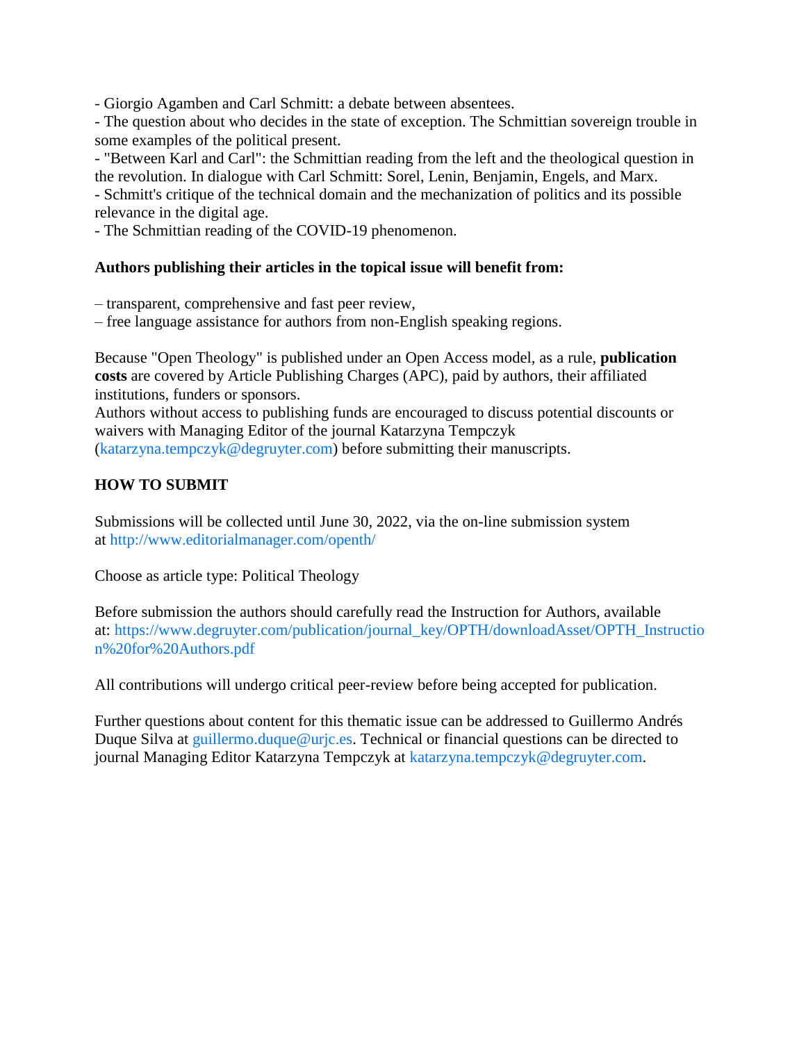- Giorgio Agamben and Carl Schmitt: a debate between absentees.
- The question about who decides in the state of exception. The Schmittian sovereign trouble in some examples of the political present.
- "Between Karl and Carl": the Schmittian reading from the left and the theological question in the revolution. In dialogue with Carl Schmitt: Sorel, Lenin, Benjamin, Engels, and Marx.
- Schmitt's critique of the technical domain and the mechanization of politics and its possible relevance in the digital age.
- The Schmittian reading of the COVID-19 phenomenon.

**Authors publishing their articles in the topical issue will benefit from:**

– transparent, comprehensive and fast peer review,
– free language assistance for authors from non-English speaking regions.

Because "Open Theology" is published under an Open Access model, as a rule, **publication costs** are covered by Article Publishing Charges (APC), paid by authors, their affiliated institutions, funders or sponsors.
Authors without access to publishing funds are encouraged to discuss potential discounts or waivers with Managing Editor of the journal Katarzyna Tempczyk (katarzyna.tempczyk@degruyter.com) before submitting their manuscripts.

**HOW TO SUBMIT**

Submissions will be collected until June 30, 2022, via the on-line submission system at http://www.editorialmanager.com/openth/

Choose as article type: Political Theology

Before submission the authors should carefully read the Instruction for Authors, available at: https://www.degruyter.com/publication/journal_key/OPTH/downloadAsset/OPTH_Instruction%20for%20Authors.pdf

All contributions will undergo critical peer-review before being accepted for publication.

Further questions about content for this thematic issue can be addressed to Guillermo Andrés Duque Silva at guillermo.duque@urjc.es. Technical or financial questions can be directed to journal Managing Editor Katarzyna Tempczyk at katarzyna.tempczyk@degruyter.com.